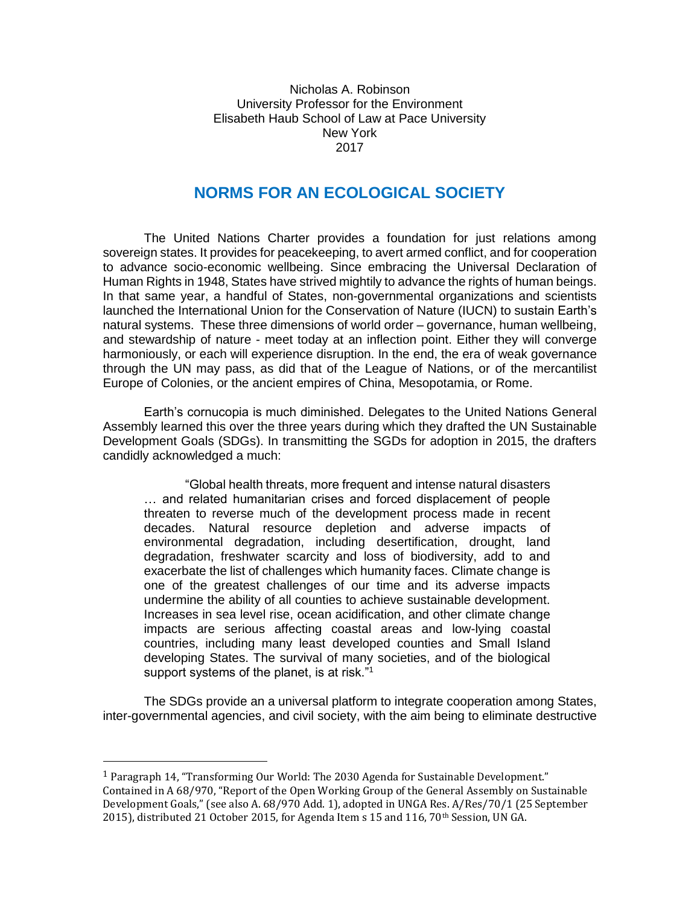Nicholas A. Robinson
University Professor for the Environment
Elisabeth Haub School of Law at Pace University
New York
2017

# NORMS FOR AN ECOLOGICAL SOCIETY

The United Nations Charter provides a foundation for just relations among sovereign states. It provides for peacekeeping, to avert armed conflict, and for cooperation to advance socio-economic wellbeing. Since embracing the Universal Declaration of Human Rights in 1948, States have strived mightily to advance the rights of human beings. In that same year, a handful of States, non-governmental organizations and scientists launched the International Union for the Conservation of Nature (IUCN) to sustain Earth's natural systems. These three dimensions of world order – governance, human wellbeing, and stewardship of nature - meet today at an inflection point. Either they will converge harmoniously, or each will experience disruption. In the end, the era of weak governance through the UN may pass, as did that of the League of Nations, or of the mercantilist Europe of Colonies, or the ancient empires of China, Mesopotamia, or Rome.

Earth's cornucopia is much diminished. Delegates to the United Nations General Assembly learned this over the three years during which they drafted the UN Sustainable Development Goals (SDGs). In transmitting the SGDs for adoption in 2015, the drafters candidly acknowledged a much:

> "Global health threats, more frequent and intense natural disasters … and related humanitarian crises and forced displacement of people threaten to reverse much of the development process made in recent decades. Natural resource depletion and adverse impacts of environmental degradation, including desertification, drought, land degradation, freshwater scarcity and loss of biodiversity, add to and exacerbate the list of challenges which humanity faces. Climate change is one of the greatest challenges of our time and its adverse impacts undermine the ability of all counties to achieve sustainable development. Increases in sea level rise, ocean acidification, and other climate change impacts are serious affecting coastal areas and low-lying coastal countries, including many least developed counties and Small Island developing States. The survival of many societies, and of the biological support systems of the planet, is at risk."[1]

The SDGs provide an a universal platform to integrate cooperation among States, inter-governmental agencies, and civil society, with the aim being to eliminate destructive

---

[1] Paragraph 14, "Transforming Our World: The 2030 Agenda for Sustainable Development." Contained in A 68/970, "Report of the Open Working Group of the General Assembly on Sustainable Development Goals," (see also A. 68/970 Add. 1), adopted in UNGA Res. A/Res/70/1 (25 September 2015), distributed 21 October 2015, for Agenda Item s 15 and 116, 70th Session, UN GA.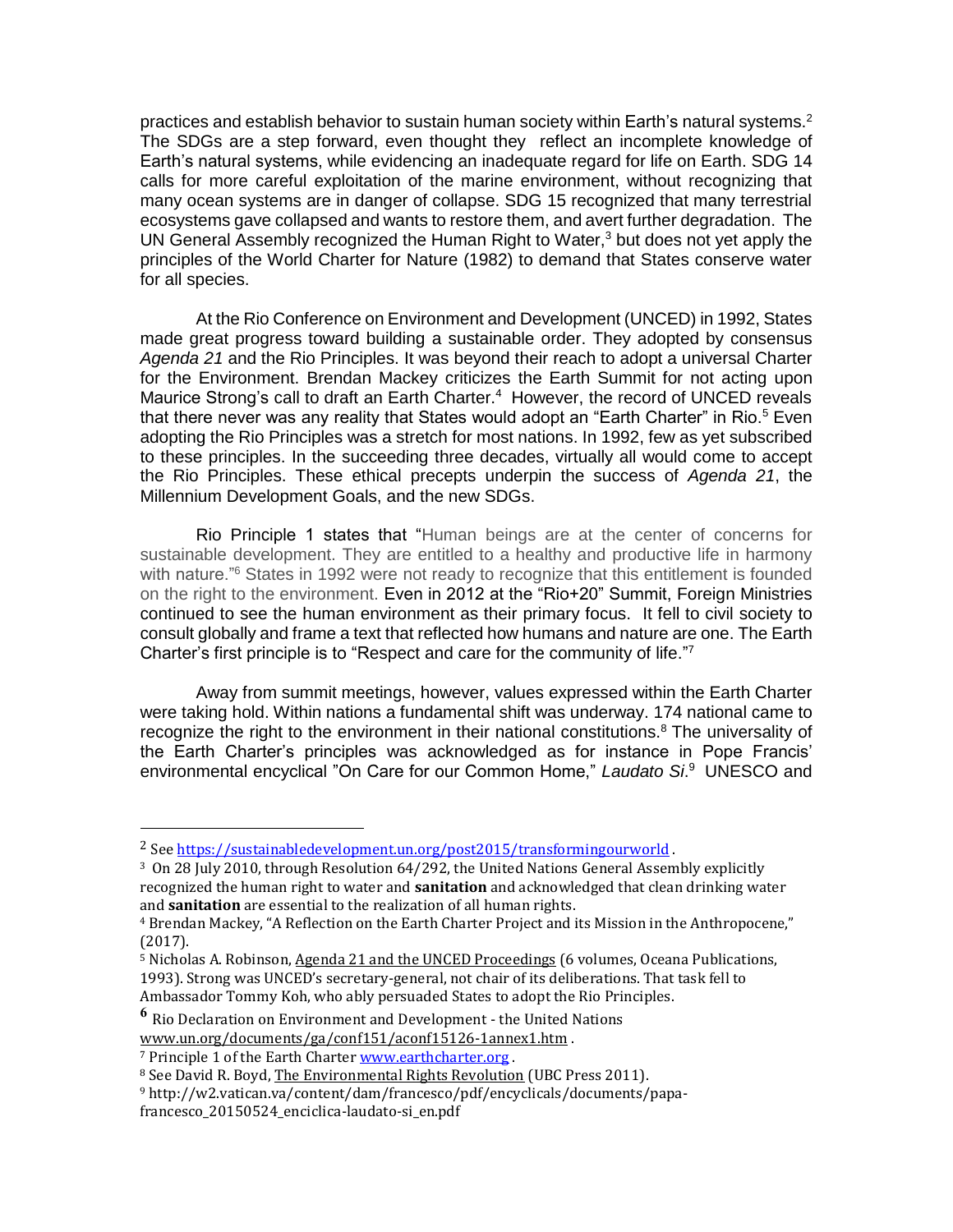practices and establish behavior to sustain human society within Earth's natural systems.[2] The SDGs are a step forward, even thought they reflect an incomplete knowledge of Earth's natural systems, while evidencing an inadequate regard for life on Earth. SDG 14 calls for more careful exploitation of the marine environment, without recognizing that many ocean systems are in danger of collapse. SDG 15 recognized that many terrestrial ecosystems gave collapsed and wants to restore them, and avert further degradation. The UN General Assembly recognized the Human Right to Water,[3] but does not yet apply the principles of the World Charter for Nature (1982) to demand that States conserve water for all species.

At the Rio Conference on Environment and Development (UNCED) in 1992, States made great progress toward building a sustainable order. They adopted by consensus *Agenda 21* and the Rio Principles. It was beyond their reach to adopt a universal Charter for the Environment. Brendan Mackey criticizes the Earth Summit for not acting upon Maurice Strong's call to draft an Earth Charter.[4] However, the record of UNCED reveals that there never was any reality that States would adopt an "Earth Charter" in Rio.[5] Even adopting the Rio Principles was a stretch for most nations. In 1992, few as yet subscribed to these principles. In the succeeding three decades, virtually all would come to accept the Rio Principles. These ethical precepts underpin the success of *Agenda 21*, the Millennium Development Goals, and the new SDGs.

Rio Principle 1 states that "Human beings are at the center of concerns for sustainable development. They are entitled to a healthy and productive life in harmony with nature."[6] States in 1992 were not ready to recognize that this entitlement is founded on the right to the environment. Even in 2012 at the "Rio+20" Summit, Foreign Ministries continued to see the human environment as their primary focus. It fell to civil society to consult globally and frame a text that reflected how humans and nature are one. The Earth Charter's first principle is to "Respect and care for the community of life."[7]

Away from summit meetings, however, values expressed within the Earth Charter were taking hold. Within nations a fundamental shift was underway. 174 national came to recognize the right to the environment in their national constitutions.[8] The universality of the Earth Charter's principles was acknowledged as for instance in Pope Francis' environmental encyclical "On Care for our Common Home," *Laudato Si*.[9] UNESCO and

---

[2] See https://sustainabledevelopment.un.org/post2015/transformingourworld .

[3] On 28 July 2010, through Resolution 64/292, the United Nations General Assembly explicitly recognized the human right to water and **sanitation** and acknowledged that clean drinking water and **sanitation** are essential to the realization of all human rights.

[4] Brendan Mackey, "A Reflection on the Earth Charter Project and its Mission in the Anthropocene," (2017).

[5] Nicholas A. Robinson, Agenda 21 and the UNCED Proceedings (6 volumes, Oceana Publications, 1993). Strong was UNCED's secretary-general, not chair of its deliberations. That task fell to Ambassador Tommy Koh, who ably persuaded States to adopt the Rio Principles.

[6] Rio Declaration on Environment and Development - the United Nations www.un.org/documents/ga/conf151/aconf15126-1annex1.htm .

[7] Principle 1 of the Earth Charter www.earthcharter.org .

[8] See David R. Boyd, The Environmental Rights Revolution (UBC Press 2011).

[9] http://w2.vatican.va/content/dam/francesco/pdf/encyclicals/documents/papa-francesco_20150524_enciclica-laudato-si_en.pdf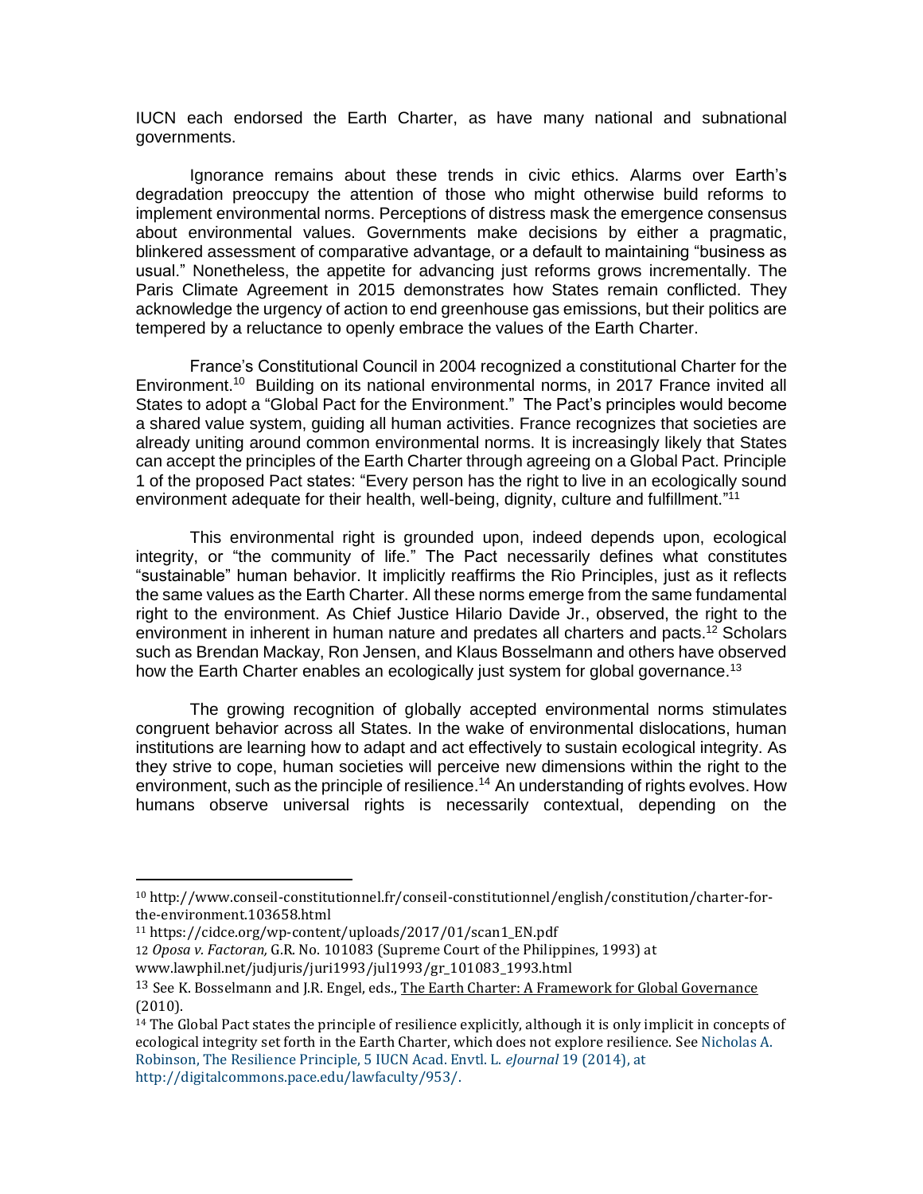IUCN each endorsed the Earth Charter, as have many national and subnational governments.

Ignorance remains about these trends in civic ethics. Alarms over Earth's degradation preoccupy the attention of those who might otherwise build reforms to implement environmental norms. Perceptions of distress mask the emergence consensus about environmental values. Governments make decisions by either a pragmatic, blinkered assessment of comparative advantage, or a default to maintaining "business as usual." Nonetheless, the appetite for advancing just reforms grows incrementally. The Paris Climate Agreement in 2015 demonstrates how States remain conflicted. They acknowledge the urgency of action to end greenhouse gas emissions, but their politics are tempered by a reluctance to openly embrace the values of the Earth Charter.

France's Constitutional Council in 2004 recognized a constitutional Charter for the Environment.[10] Building on its national environmental norms, in 2017 France invited all States to adopt a "Global Pact for the Environment." The Pact's principles would become a shared value system, guiding all human activities. France recognizes that societies are already uniting around common environmental norms. It is increasingly likely that States can accept the principles of the Earth Charter through agreeing on a Global Pact. Principle 1 of the proposed Pact states: "Every person has the right to live in an ecologically sound environment adequate for their health, well-being, dignity, culture and fulfillment."[11]

This environmental right is grounded upon, indeed depends upon, ecological integrity, or "the community of life." The Pact necessarily defines what constitutes "sustainable" human behavior. It implicitly reaffirms the Rio Principles, just as it reflects the same values as the Earth Charter. All these norms emerge from the same fundamental right to the environment. As Chief Justice Hilario Davide Jr., observed, the right to the environment in inherent in human nature and predates all charters and pacts.[12] Scholars such as Brendan Mackay, Ron Jensen, and Klaus Bosselmann and others have observed how the Earth Charter enables an ecologically just system for global governance.[13]

The growing recognition of globally accepted environmental norms stimulates congruent behavior across all States. In the wake of environmental dislocations, human institutions are learning how to adapt and act effectively to sustain ecological integrity. As they strive to cope, human societies will perceive new dimensions within the right to the environment, such as the principle of resilience.[14] An understanding of rights evolves. How humans observe universal rights is necessarily contextual, depending on the

---

[10] http://www.conseil-constitutionnel.fr/conseil-constitutionnel/english/constitution/charter-for-the-environment.103658.html

[11] https://cidce.org/wp-content/uploads/2017/01/scan1_EN.pdf

[12] *Oposa v. Factoran,* G.R. No. 101083 (Supreme Court of the Philippines, 1993) at www.lawphil.net/judjuris/juri1993/jul1993/gr_101083_1993.html

[13] See K. Bosselmann and J.R. Engel, eds., The Earth Charter: A Framework for Global Governance (2010).

[14] The Global Pact states the principle of resilience explicitly, although it is only implicit in concepts of ecological integrity set forth in the Earth Charter, which does not explore resilience. See Nicholas A. Robinson, The Resilience Principle, 5 IUCN Acad. Envtl. L. *eJournal* 19 (2014), at http://digitalcommons.pace.edu/lawfaculty/953/.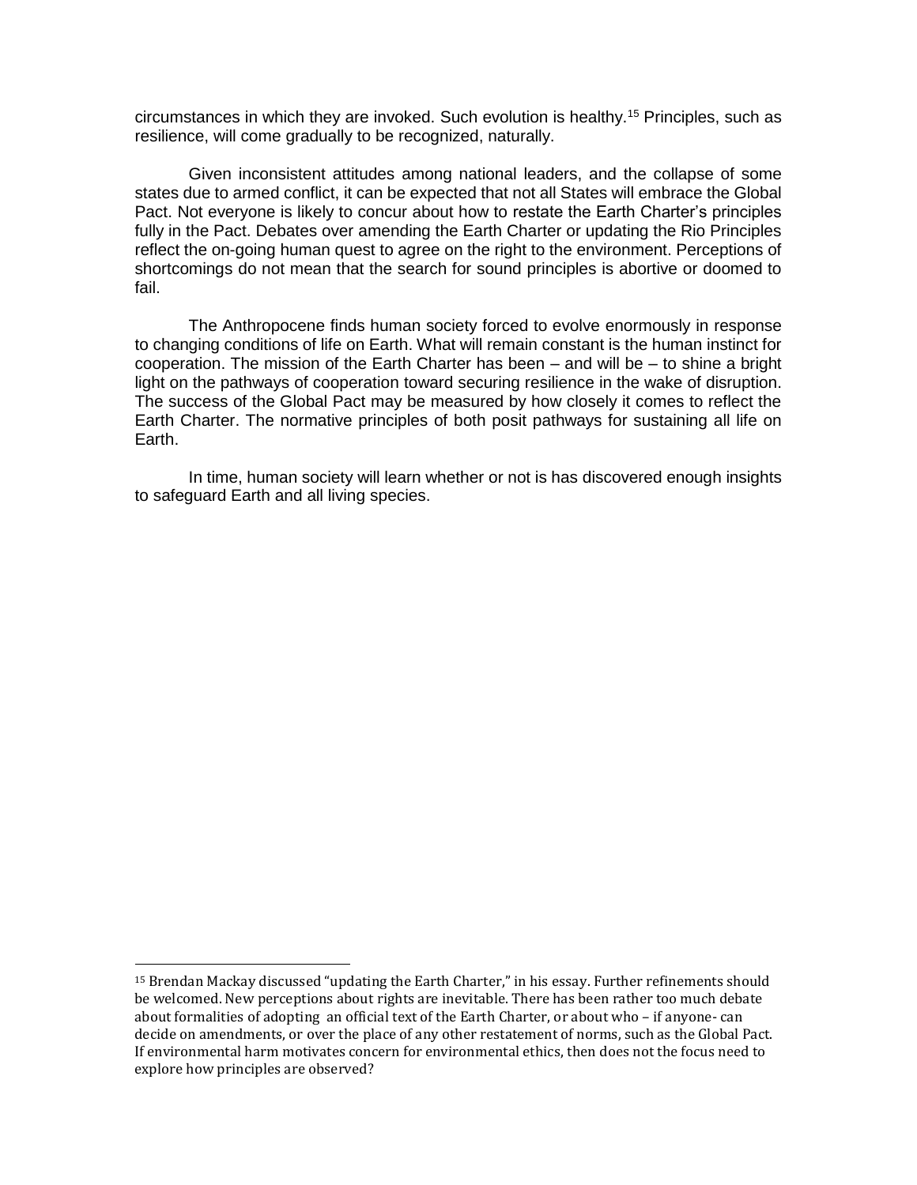circumstances in which they are invoked. Such evolution is healthy.[15] Principles, such as resilience, will come gradually to be recognized, naturally.

Given inconsistent attitudes among national leaders, and the collapse of some states due to armed conflict, it can be expected that not all States will embrace the Global Pact. Not everyone is likely to concur about how to restate the Earth Charter's principles fully in the Pact. Debates over amending the Earth Charter or updating the Rio Principles reflect the on-going human quest to agree on the right to the environment. Perceptions of shortcomings do not mean that the search for sound principles is abortive or doomed to fail.

The Anthropocene finds human society forced to evolve enormously in response to changing conditions of life on Earth. What will remain constant is the human instinct for cooperation. The mission of the Earth Charter has been – and will be – to shine a bright light on the pathways of cooperation toward securing resilience in the wake of disruption. The success of the Global Pact may be measured by how closely it comes to reflect the Earth Charter. The normative principles of both posit pathways for sustaining all life on Earth.

In time, human society will learn whether or not is has discovered enough insights to safeguard Earth and all living species.

---

[15] Brendan Mackay discussed "updating the Earth Charter," in his essay. Further refinements should be welcomed. New perceptions about rights are inevitable. There has been rather too much debate about formalities of adopting an official text of the Earth Charter, or about who – if anyone- can decide on amendments, or over the place of any other restatement of norms, such as the Global Pact. If environmental harm motivates concern for environmental ethics, then does not the focus need to explore how principles are observed?